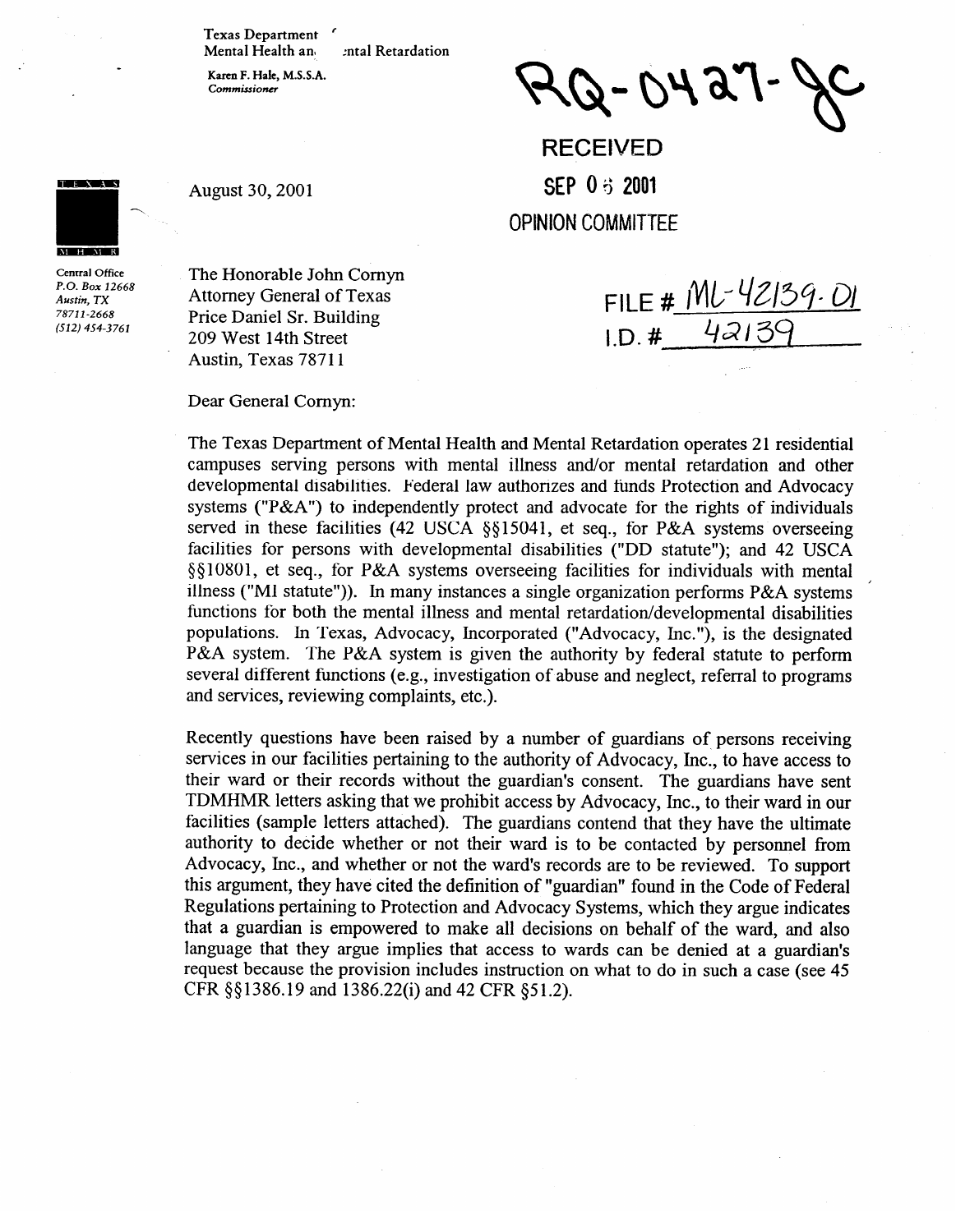Texas Department of Mental Health and Mental Retardation

Karen F. Hale, M.S.S.A.
*Commissioner*

RQ-0427-JC

**RECEIVED**

**SEP 06 2001**

**OPINION COMMITTEE**

August 30, 2001

Central Office
*P.O. Box 12668*
*Austin, TX*
*78711-2668*
*(512) 454-3761*

The Honorable John Cornyn
Attorney General of Texas
Price Daniel Sr. Building
209 West 14th Street
Austin, Texas 78711

FILE # ML-42139-01
I.D. # 42139

Dear General Cornyn:

The Texas Department of Mental Health and Mental Retardation operates 21 residential campuses serving persons with mental illness and/or mental retardation and other developmental disabilities. Federal law authorizes and funds Protection and Advocacy systems ("P&A") to independently protect and advocate for the rights of individuals served in these facilities (42 USCA §§15041, et seq., for P&A systems overseeing facilities for persons with developmental disabilities ("DD statute"); and 42 USCA §§10801, et seq., for P&A systems overseeing facilities for individuals with mental illness ("MI statute")). In many instances a single organization performs P&A systems functions for both the mental illness and mental retardation/developmental disabilities populations. In Texas, Advocacy, Incorporated ("Advocacy, Inc."), is the designated P&A system. The P&A system is given the authority by federal statute to perform several different functions (e.g., investigation of abuse and neglect, referral to programs and services, reviewing complaints, etc.).

Recently questions have been raised by a number of guardians of persons receiving services in our facilities pertaining to the authority of Advocacy, Inc., to have access to their ward or their records without the guardian's consent. The guardians have sent TDMHMR letters asking that we prohibit access by Advocacy, Inc., to their ward in our facilities (sample letters attached). The guardians contend that they have the ultimate authority to decide whether or not their ward is to be contacted by personnel from Advocacy, Inc., and whether or not the ward's records are to be reviewed. To support this argument, they have cited the definition of "guardian" found in the Code of Federal Regulations pertaining to Protection and Advocacy Systems, which they argue indicates that a guardian is empowered to make all decisions on behalf of the ward, and also language that they argue implies that access to wards can be denied at a guardian's request because the provision includes instruction on what to do in such a case (see 45 CFR §§1386.19 and 1386.22(i) and 42 CFR §51.2).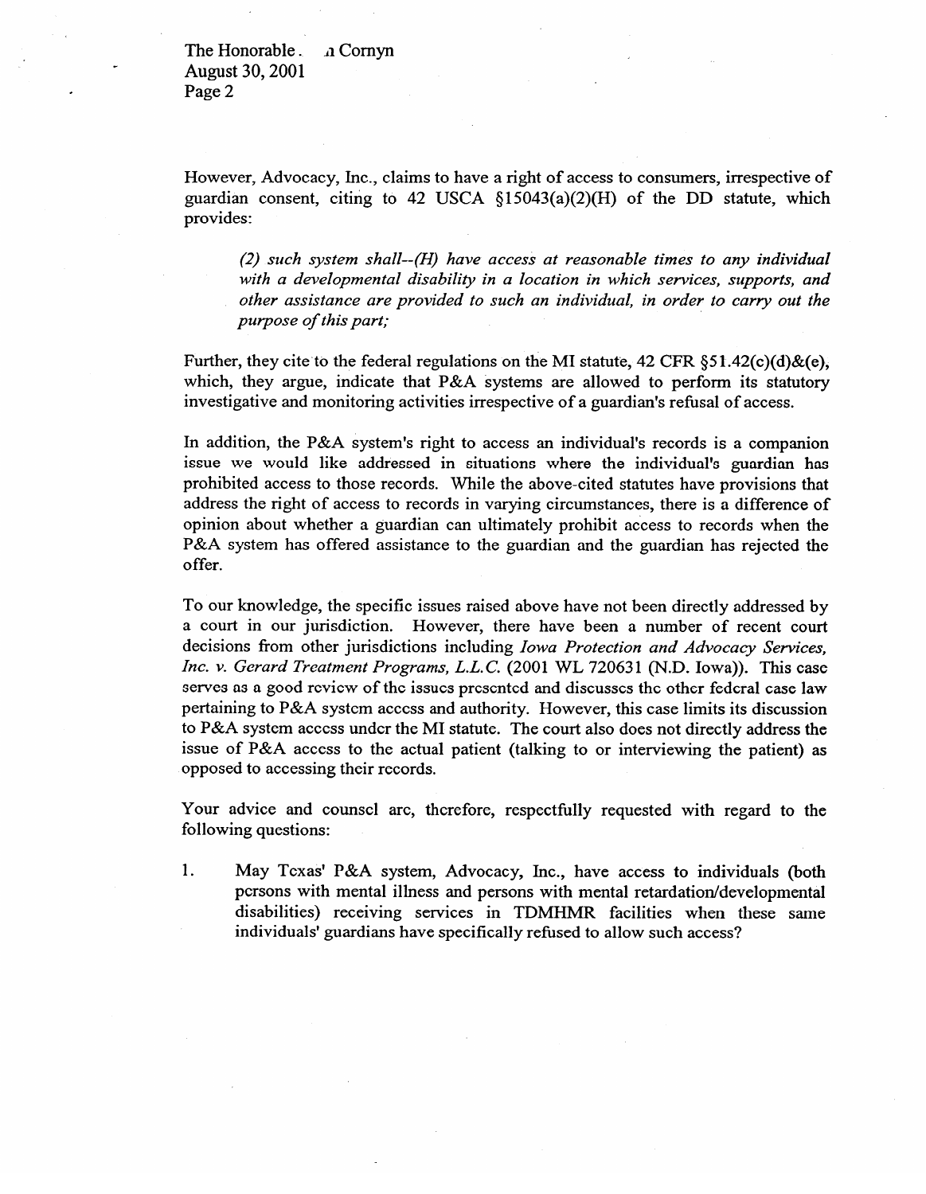However, Advocacy, Inc., claims to have a right of access to consumers, irrespective of guardian consent, citing to 42 USCA §15043(a)(2)(H) of the DD statute, which provides:

> *(2) such system shall--(H) have access at reasonable times to any individual with a developmental disability in a location in which services, supports, and other assistance are provided to such an individual, in order to carry out the purpose of this part;*

Further, they cite to the federal regulations on the MI statute, 42 CFR §51.42(c)(d)&(e), which, they argue, indicate that P&A systems are allowed to perform its statutory investigative and monitoring activities irrespective of a guardian's refusal of access.

In addition, the P&A system's right to access an individual's records is a companion issue we would like addressed in situations where the individual's guardian has prohibited access to those records. While the above-cited statutes have provisions that address the right of access to records in varying circumstances, there is a difference of opinion about whether a guardian can ultimately prohibit access to records when the P&A system has offered assistance to the guardian and the guardian has rejected the offer.

To our knowledge, the specific issues raised above have not been directly addressed by a court in our jurisdiction. However, there have been a number of recent court decisions from other jurisdictions including *Iowa Protection and Advocacy Services, Inc. v. Gerard Treatment Programs, L.L.C.* (2001 WL 720631 (N.D. Iowa)). This case serves as a good review of the issues presented and discusses the other federal case law pertaining to P&A system access and authority. However, this case limits its discussion to P&A system access under the MI statute. The court also does not directly address the issue of P&A access to the actual patient (talking to or interviewing the patient) as opposed to accessing their records.

Your advice and counsel are, therefore, respectfully requested with regard to the following questions:

1. May Texas' P&A system, Advocacy, Inc., have access to individuals (both persons with mental illness and persons with mental retardation/developmental disabilities) receiving services in TDMHMR facilities when these same individuals' guardians have specifically refused to allow such access?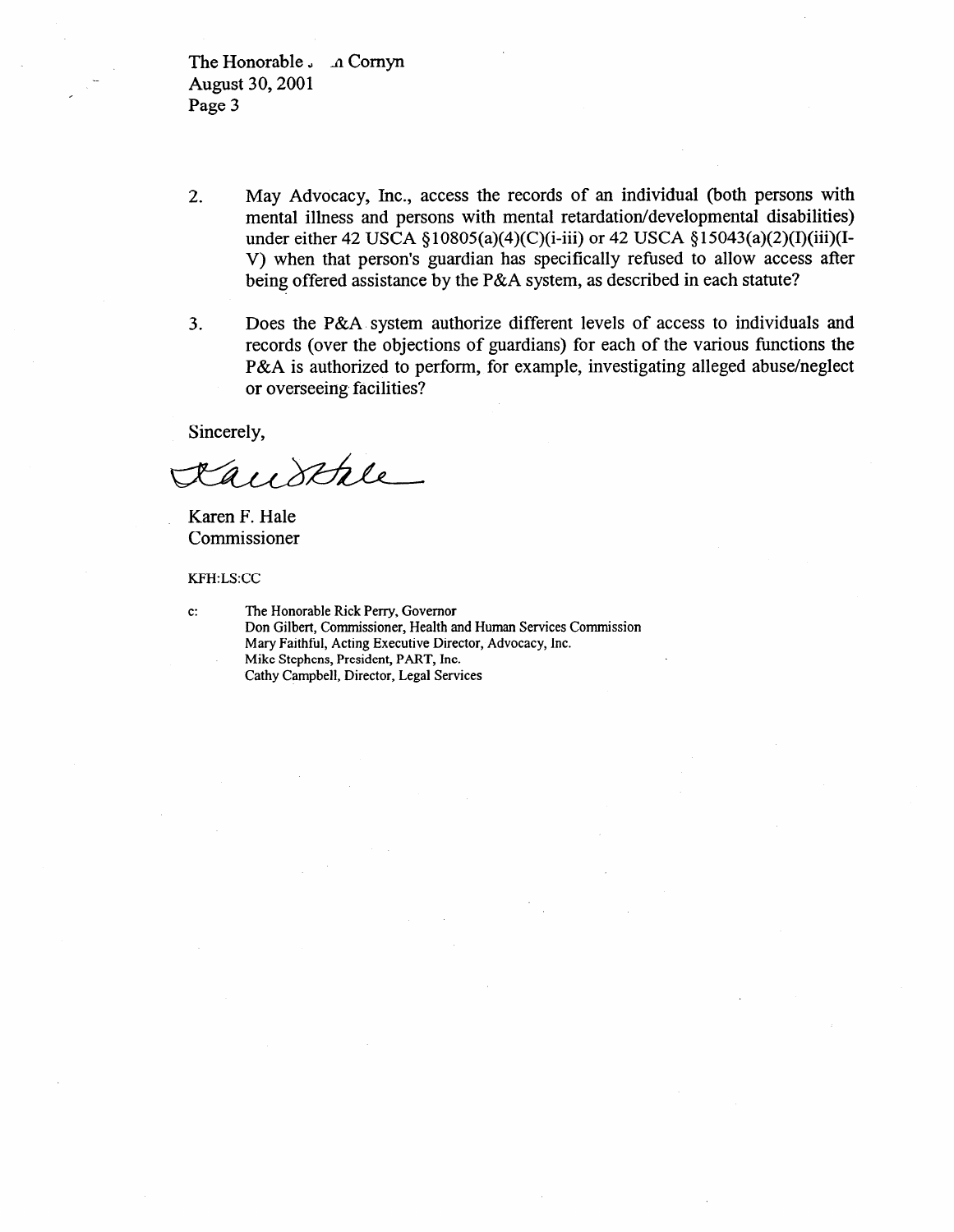2. May Advocacy, Inc., access the records of an individual (both persons with mental illness and persons with mental retardation/developmental disabilities) under either 42 USCA §10805(a)(4)(C)(i-iii) or 42 USCA §15043(a)(2)(I)(iii)(I-V) when that person's guardian has specifically refused to allow access after being offered assistance by the P&A system, as described in each statute?

3. Does the P&A system authorize different levels of access to individuals and records (over the objections of guardians) for each of the various functions the P&A is authorized to perform, for example, investigating alleged abuse/neglect or overseeing facilities?

Sincerely,

Karen F. Hale
Commissioner

KFH:LS:CC

c: The Honorable Rick Perry, Governor
Don Gilbert, Commissioner, Health and Human Services Commission
Mary Faithful, Acting Executive Director, Advocacy, Inc.
Mike Stephens, President, PART, Inc.
Cathy Campbell, Director, Legal Services